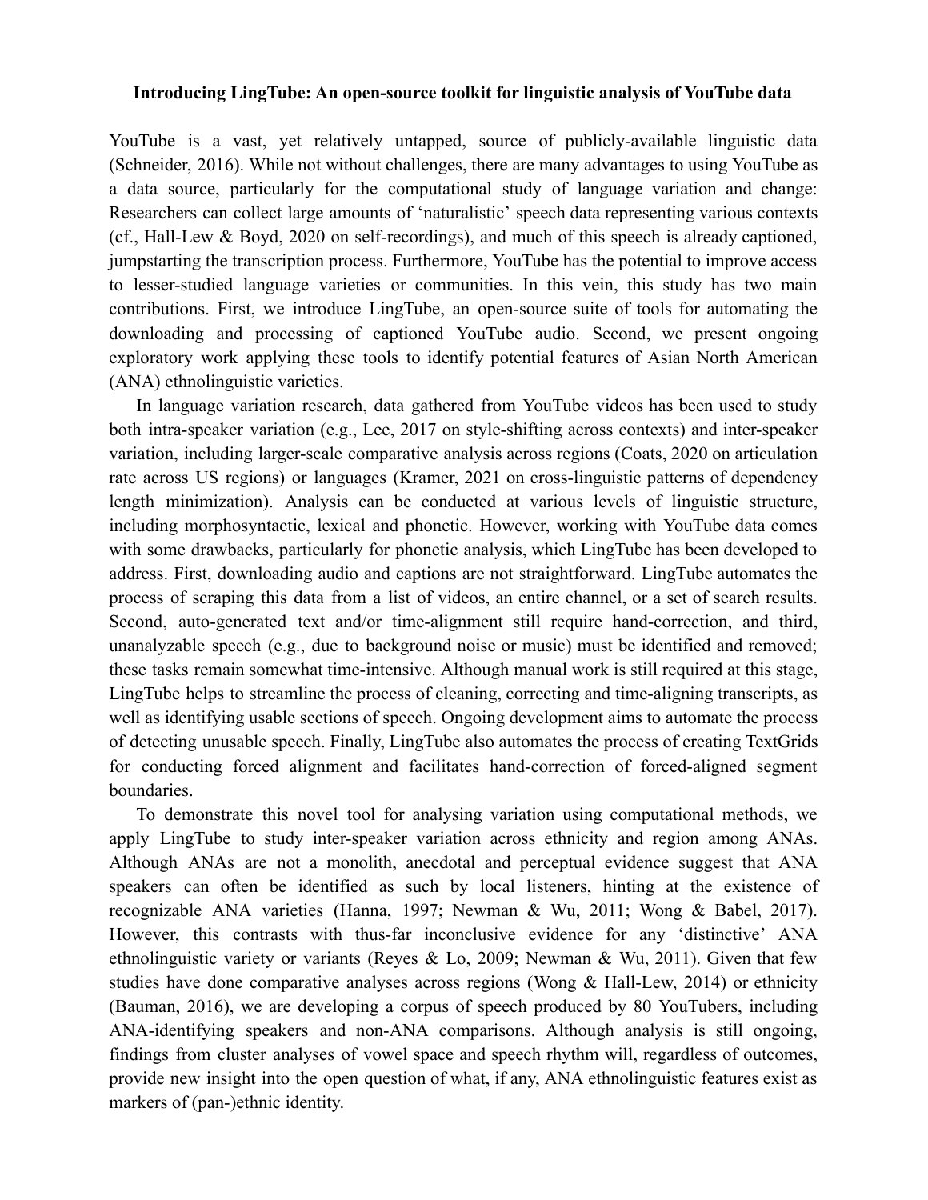**Introducing LingTube: An open-source toolkit for linguistic analysis of YouTube data**

YouTube is a vast, yet relatively untapped, source of publicly-available linguistic data (Schneider, 2016). While not without challenges, there are many advantages to using YouTube as a data source, particularly for the computational study of language variation and change: Researchers can collect large amounts of 'naturalistic' speech data representing various contexts (cf., Hall-Lew & Boyd, 2020 on self-recordings), and much of this speech is already captioned, jumpstarting the transcription process. Furthermore, YouTube has the potential to improve access to lesser-studied language varieties or communities. In this vein, this study has two main contributions. First, we introduce LingTube, an open-source suite of tools for automating the downloading and processing of captioned YouTube audio. Second, we present ongoing exploratory work applying these tools to identify potential features of Asian North American (ANA) ethnolinguistic varieties.

In language variation research, data gathered from YouTube videos has been used to study both intra-speaker variation (e.g., Lee, 2017 on style-shifting across contexts) and inter-speaker variation, including larger-scale comparative analysis across regions (Coats, 2020 on articulation rate across US regions) or languages (Kramer, 2021 on cross-linguistic patterns of dependency length minimization). Analysis can be conducted at various levels of linguistic structure, including morphosyntactic, lexical and phonetic. However, working with YouTube data comes with some drawbacks, particularly for phonetic analysis, which LingTube has been developed to address. First, downloading audio and captions are not straightforward. LingTube automates the process of scraping this data from a list of videos, an entire channel, or a set of search results. Second, auto-generated text and/or time-alignment still require hand-correction, and third, unanalyzable speech (e.g., due to background noise or music) must be identified and removed; these tasks remain somewhat time-intensive. Although manual work is still required at this stage, LingTube helps to streamline the process of cleaning, correcting and time-aligning transcripts, as well as identifying usable sections of speech. Ongoing development aims to automate the process of detecting unusable speech. Finally, LingTube also automates the process of creating TextGrids for conducting forced alignment and facilitates hand-correction of forced-aligned segment boundaries.

To demonstrate this novel tool for analysing variation using computational methods, we apply LingTube to study inter-speaker variation across ethnicity and region among ANAs. Although ANAs are not a monolith, anecdotal and perceptual evidence suggest that ANA speakers can often be identified as such by local listeners, hinting at the existence of recognizable ANA varieties (Hanna, 1997; Newman & Wu, 2011; Wong & Babel, 2017). However, this contrasts with thus-far inconclusive evidence for any 'distinctive' ANA ethnolinguistic variety or variants (Reyes & Lo, 2009; Newman & Wu, 2011). Given that few studies have done comparative analyses across regions (Wong & Hall-Lew, 2014) or ethnicity (Bauman, 2016), we are developing a corpus of speech produced by 80 YouTubers, including ANA-identifying speakers and non-ANA comparisons. Although analysis is still ongoing, findings from cluster analyses of vowel space and speech rhythm will, regardless of outcomes, provide new insight into the open question of what, if any, ANA ethnolinguistic features exist as markers of (pan-)ethnic identity.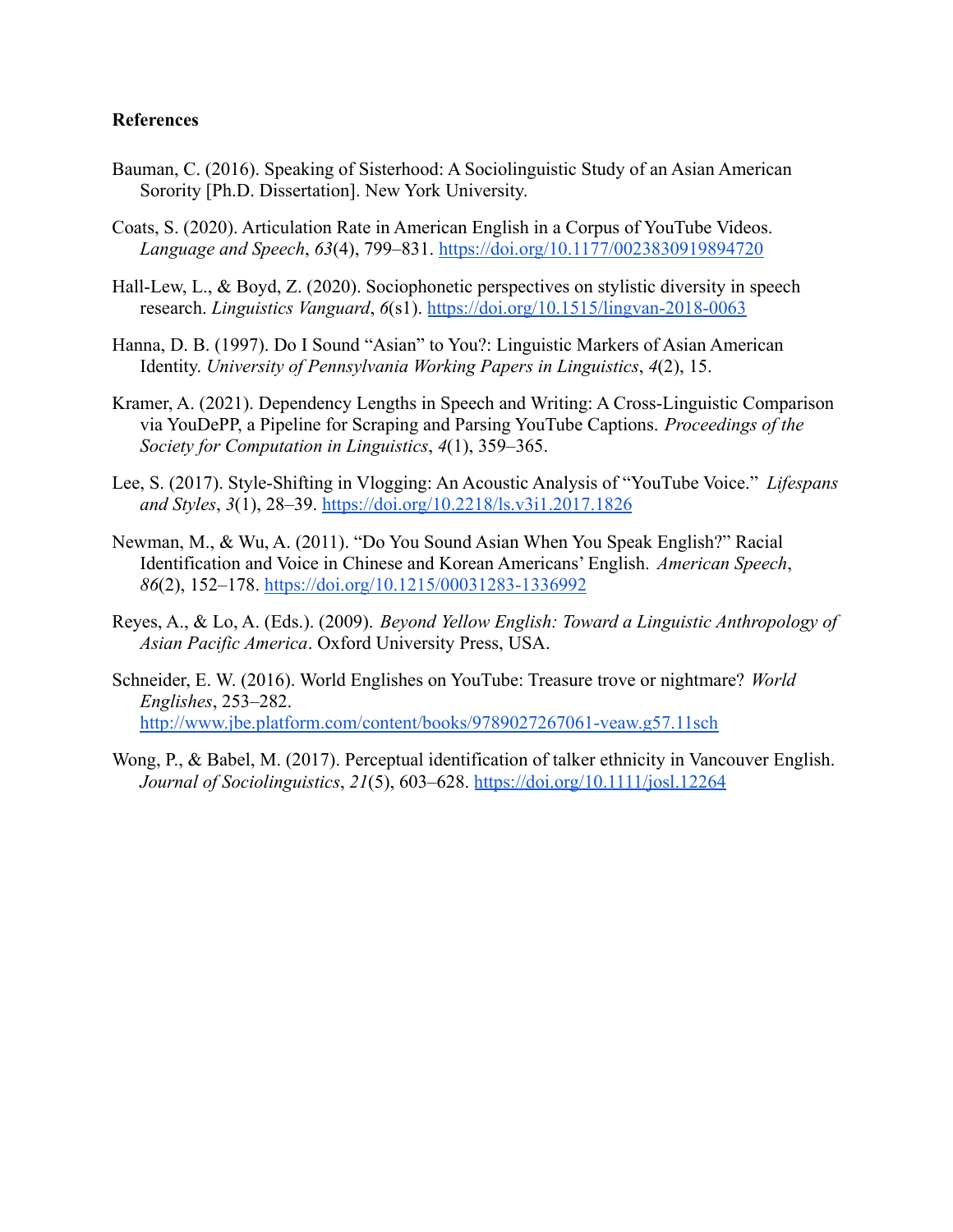**References**

Bauman, C. (2016). Speaking of Sisterhood: A Sociolinguistic Study of an Asian American Sorority [Ph.D. Dissertation]. New York University.

Coats, S. (2020). Articulation Rate in American English in a Corpus of YouTube Videos. *Language and Speech*, *63*(4), 799–831. https://doi.org/10.1177/0023830919894720

Hall-Lew, L., & Boyd, Z. (2020). Sociophonetic perspectives on stylistic diversity in speech research. *Linguistics Vanguard*, *6*(s1). https://doi.org/10.1515/lingvan-2018-0063

Hanna, D. B. (1997). Do I Sound "Asian" to You?: Linguistic Markers of Asian American Identity. *University of Pennsylvania Working Papers in Linguistics*, *4*(2), 15.

Kramer, A. (2021). Dependency Lengths in Speech and Writing: A Cross-Linguistic Comparison via YouDePP, a Pipeline for Scraping and Parsing YouTube Captions. *Proceedings of the Society for Computation in Linguistics*, *4*(1), 359–365.

Lee, S. (2017). Style-Shifting in Vlogging: An Acoustic Analysis of "YouTube Voice." *Lifespans and Styles*, *3*(1), 28–39. https://doi.org/10.2218/ls.v3i1.2017.1826

Newman, M., & Wu, A. (2011). "Do You Sound Asian When You Speak English?" Racial Identification and Voice in Chinese and Korean Americans' English. *American Speech*, *86*(2), 152–178. https://doi.org/10.1215/00031283-1336992

Reyes, A., & Lo, A. (Eds.). (2009). *Beyond Yellow English: Toward a Linguistic Anthropology of Asian Pacific America*. Oxford University Press, USA.

Schneider, E. W. (2016). World Englishes on YouTube: Treasure trove or nightmare? *World Englishes*, 253–282. http://www.jbe.platform.com/content/books/9789027267061-veaw.g57.11sch

Wong, P., & Babel, M. (2017). Perceptual identification of talker ethnicity in Vancouver English. *Journal of Sociolinguistics*, *21*(5), 603–628. https://doi.org/10.1111/josl.12264